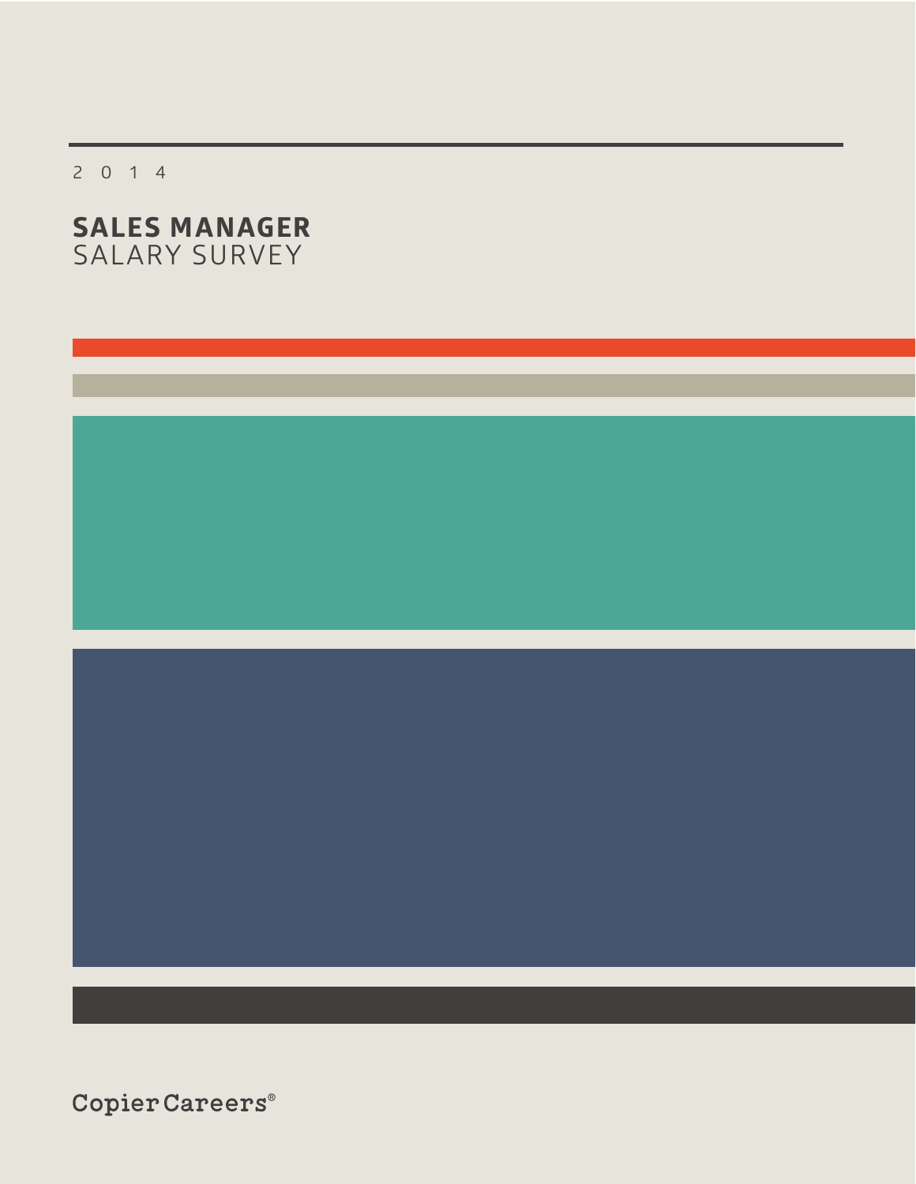2014

# SALES MANAGER
## SALARY SURVEY

CopierCareers®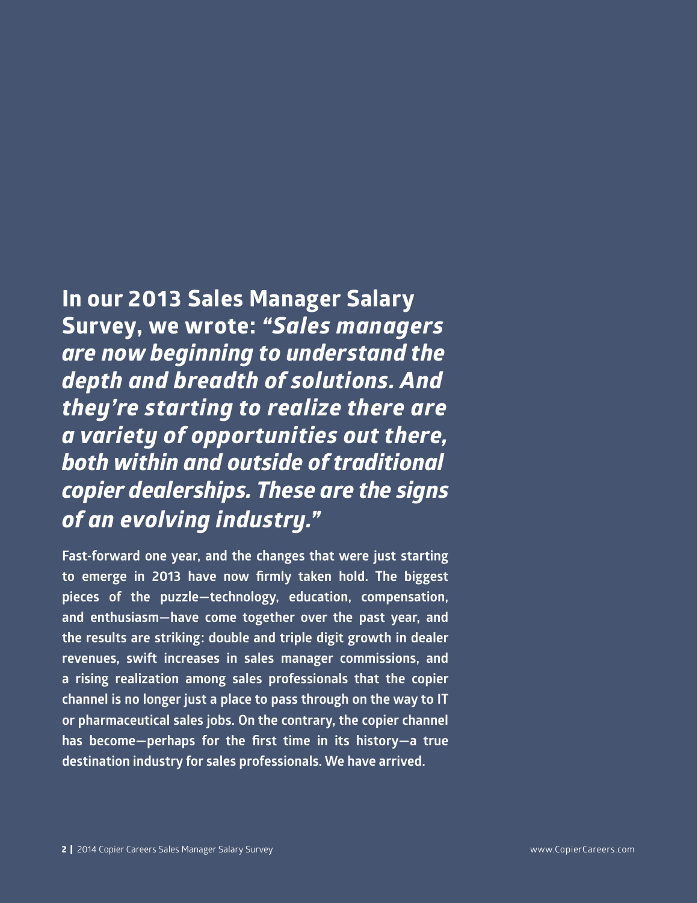**In our 2013 Sales Manager Salary Survey, we wrote: *"Sales managers are now beginning to understand the depth and breadth of solutions. And they're starting to realize there are a variety of opportunities out there, both within and outside of traditional copier dealerships. These are the signs of an evolving industry."***

Fast-forward one year, and the changes that were just starting to emerge in 2013 have now firmly taken hold. The biggest pieces of the puzzle—technology, education, compensation, and enthusiasm—have come together over the past year, and the results are striking: double and triple digit growth in dealer revenues, swift increases in sales manager commissions, and a rising realization among sales professionals that the copier channel is no longer just a place to pass through on the way to IT or pharmaceutical sales jobs. On the contrary, the copier channel has become—perhaps for the first time in its history—a true destination industry for sales professionals. We have arrived.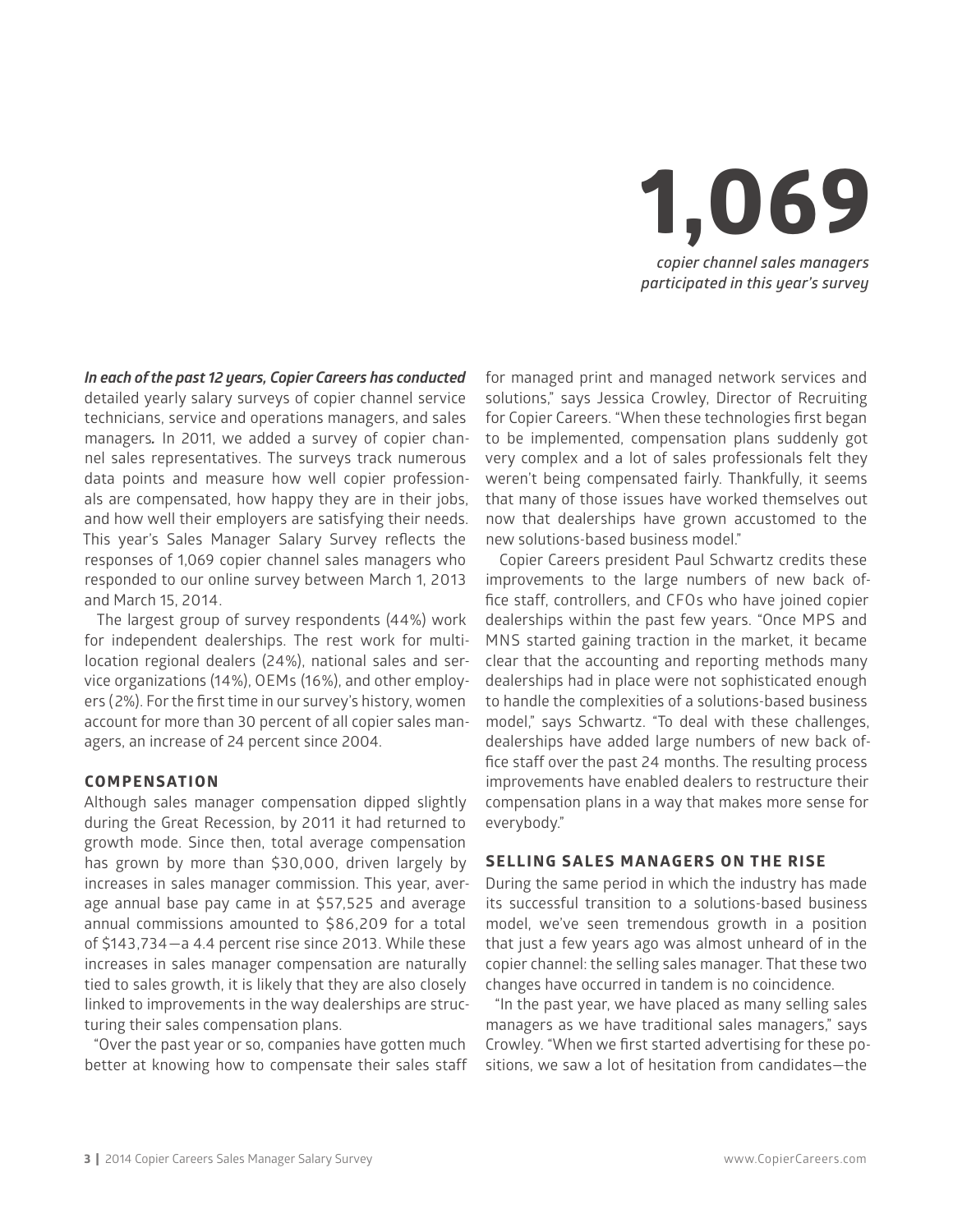# 1,069

*copier channel sales managers participated in this year's survey*

***In each of the past 12 years, Copier Careers has conducted*** detailed yearly salary surveys of copier channel service technicians, service and operations managers, and sales managers***.*** In 2011, we added a survey of copier channel sales representatives. The surveys track numerous data points and measure how well copier professionals are compensated, how happy they are in their jobs, and how well their employers are satisfying their needs. This year's Sales Manager Salary Survey reflects the responses of 1,069 copier channel sales managers who responded to our online survey between March 1, 2013 and March 15, 2014.

The largest group of survey respondents (44%) work for independent dealerships. The rest work for multi-location regional dealers (24%), national sales and service organizations (14%), OEMs (16%), and other employers (2%). For the first time in our survey's history, women account for more than 30 percent of all copier sales managers, an increase of 24 percent since 2004.

## COMPENSATION

Although sales manager compensation dipped slightly during the Great Recession, by 2011 it had returned to growth mode. Since then, total average compensation has grown by more than $30,000, driven largely by increases in sales manager commission. This year, average annual base pay came in at $57,525 and average annual commissions amounted to $86,209 for a total of $143,734—a 4.4 percent rise since 2013. While these increases in sales manager compensation are naturally tied to sales growth, it is likely that they are also closely linked to improvements in the way dealerships are structuring their sales compensation plans.

"Over the past year or so, companies have gotten much better at knowing how to compensate their sales staff for managed print and managed network services and solutions," says Jessica Crowley, Director of Recruiting for Copier Careers. "When these technologies first began to be implemented, compensation plans suddenly got very complex and a lot of sales professionals felt they weren't being compensated fairly. Thankfully, it seems that many of those issues have worked themselves out now that dealerships have grown accustomed to the new solutions-based business model."

Copier Careers president Paul Schwartz credits these improvements to the large numbers of new back office staff, controllers, and CFOs who have joined copier dealerships within the past few years. "Once MPS and MNS started gaining traction in the market, it became clear that the accounting and reporting methods many dealerships had in place were not sophisticated enough to handle the complexities of a solutions-based business model," says Schwartz. "To deal with these challenges, dealerships have added large numbers of new back office staff over the past 24 months. The resulting process improvements have enabled dealers to restructure their compensation plans in a way that makes more sense for everybody."

## SELLING SALES MANAGERS ON THE RISE

During the same period in which the industry has made its successful transition to a solutions-based business model, we've seen tremendous growth in a position that just a few years ago was almost unheard of in the copier channel: the selling sales manager. That these two changes have occurred in tandem is no coincidence.

"In the past year, we have placed as many selling sales managers as we have traditional sales managers," says Crowley. "When we first started advertising for these positions, we saw a lot of hesitation from candidates—the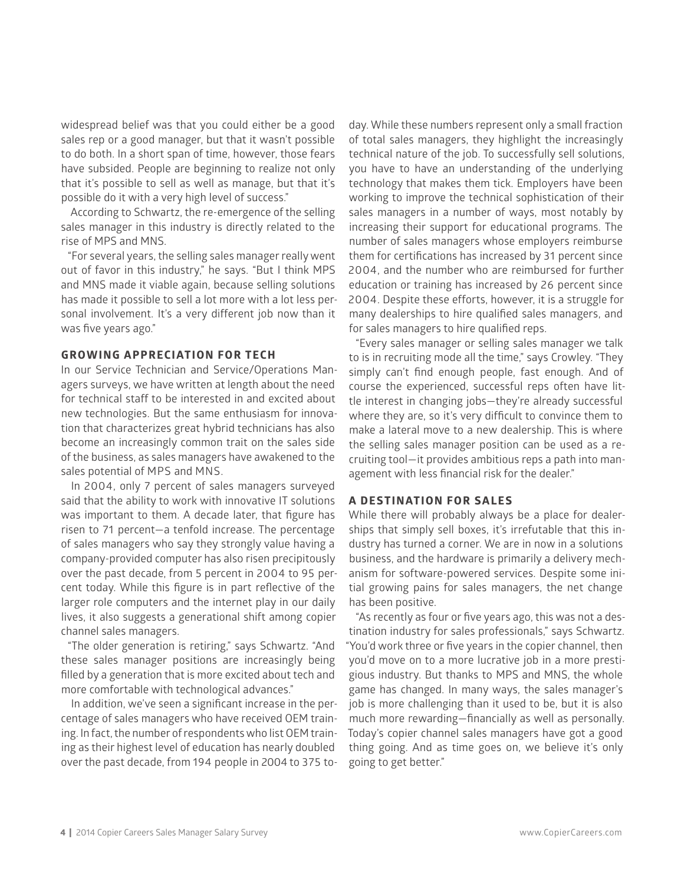widespread belief was that you could either be a good sales rep or a good manager, but that it wasn't possible to do both. In a short span of time, however, those fears have subsided. People are beginning to realize not only that it's possible to sell as well as manage, but that it's possible do it with a very high level of success."

According to Schwartz, the re-emergence of the selling sales manager in this industry is directly related to the rise of MPS and MNS.

"For several years, the selling sales manager really went out of favor in this industry," he says. "But I think MPS and MNS made it viable again, because selling solutions has made it possible to sell a lot more with a lot less personal involvement. It's a very different job now than it was five years ago."

## GROWING APPRECIATION FOR TECH

In our Service Technician and Service/Operations Managers surveys, we have written at length about the need for technical staff to be interested in and excited about new technologies. But the same enthusiasm for innovation that characterizes great hybrid technicians has also become an increasingly common trait on the sales side of the business, as sales managers have awakened to the sales potential of MPS and MNS.

In 2004, only 7 percent of sales managers surveyed said that the ability to work with innovative IT solutions was important to them. A decade later, that figure has risen to 71 percent—a tenfold increase. The percentage of sales managers who say they strongly value having a company-provided computer has also risen precipitously over the past decade, from 5 percent in 2004 to 95 percent today. While this figure is in part reflective of the larger role computers and the internet play in our daily lives, it also suggests a generational shift among copier channel sales managers.

"The older generation is retiring," says Schwartz. "And these sales manager positions are increasingly being filled by a generation that is more excited about tech and more comfortable with technological advances."

In addition, we've seen a significant increase in the percentage of sales managers who have received OEM training. In fact, the number of respondents who list OEM training as their highest level of education has nearly doubled over the past decade, from 194 people in 2004 to 375 today. While these numbers represent only a small fraction of total sales managers, they highlight the increasingly technical nature of the job. To successfully sell solutions, you have to have an understanding of the underlying technology that makes them tick. Employers have been working to improve the technical sophistication of their sales managers in a number of ways, most notably by increasing their support for educational programs. The number of sales managers whose employers reimburse them for certifications has increased by 31 percent since 2004, and the number who are reimbursed for further education or training has increased by 26 percent since 2004. Despite these efforts, however, it is a struggle for many dealerships to hire qualified sales managers, and for sales managers to hire qualified reps.

"Every sales manager or selling sales manager we talk to is in recruiting mode all the time," says Crowley. "They simply can't find enough people, fast enough. And of course the experienced, successful reps often have little interest in changing jobs—they're already successful where they are, so it's very difficult to convince them to make a lateral move to a new dealership. This is where the selling sales manager position can be used as a recruiting tool—it provides ambitious reps a path into management with less financial risk for the dealer."

## A DESTINATION FOR SALES

While there will probably always be a place for dealerships that simply sell boxes, it's irrefutable that this industry has turned a corner. We are in now in a solutions business, and the hardware is primarily a delivery mechanism for software-powered services. Despite some initial growing pains for sales managers, the net change has been positive.

"As recently as four or five years ago, this was not a destination industry for sales professionals," says Schwartz. "You'd work three or five years in the copier channel, then you'd move on to a more lucrative job in a more prestigious industry. But thanks to MPS and MNS, the whole game has changed. In many ways, the sales manager's job is more challenging than it used to be, but it is also much more rewarding—financially as well as personally. Today's copier channel sales managers have got a good thing going. And as time goes on, we believe it's only going to get better."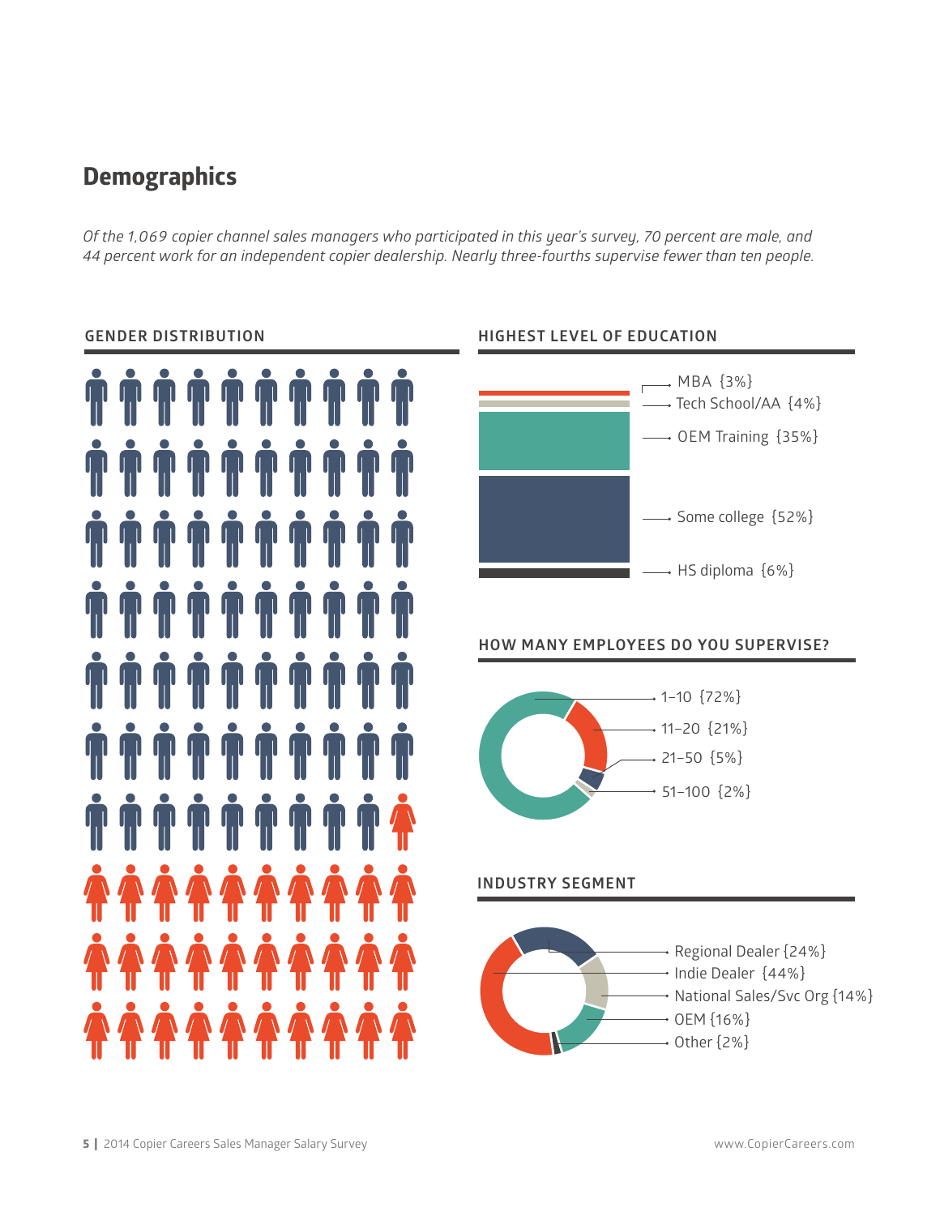## Demographics

*Of the 1,069 copier channel sales managers who participated in this year's survey, 70 percent are male, and 44 percent work for an independent copier dealership. Nearly three-fourths supervise fewer than ten people.*

### GENDER DISTRIBUTION

### HIGHEST LEVEL OF EDUCATION

- MBA {3%}
- Tech School/AA {4%}
- OEM Training {35%}
- Some college {52%}
- HS diploma {6%}

### HOW MANY EMPLOYEES DO YOU SUPERVISE?

- 1–10 {72%}
- 11–20 {21%}
- 21–50 {5%}
- 51–100 {2%}

### INDUSTRY SEGMENT

- Regional Dealer {24%}
- Indie Dealer {44%}
- National Sales/Svc Org {14%}
- OEM {16%}
- Other {2%}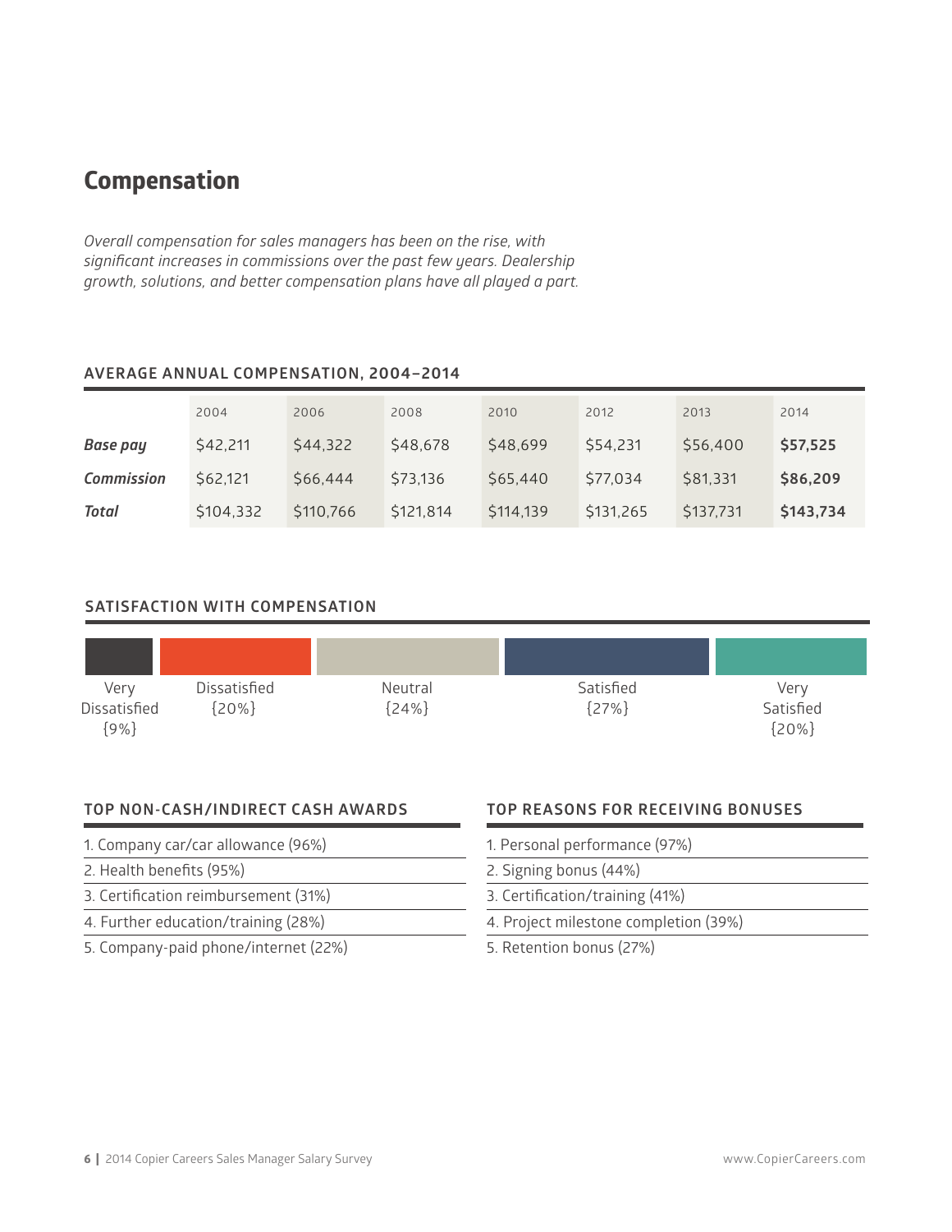# Compensation

*Overall compensation for sales managers has been on the rise, with significant increases in commissions over the past few years. Dealership growth, solutions, and better compensation plans have all played a part.*

## AVERAGE ANNUAL COMPENSATION, 2004–2014

| | 2004 | 2006 | 2008 | 2010 | 2012 | 2013 | 2014 |
|---|---|---|---|---|---|---|---|
| ***Base pay*** | $42,211 | $44,322 | $48,678 | $48,699 | $54,231 | $56,400 | **$57,525** |
| ***Commission*** | $62,121 | $66,444 | $73,136 | $65,440 | $77,034 | $81,331 | **$86,209** |
| ***Total*** | $104,332 | $110,766 | $121,814 | $114,139 | $131,265 | $137,731 | **$143,734** |

## SATISFACTION WITH COMPENSATION

| Very Dissatisfied | Dissatisfied | Neutral | Satisfied | Very Satisfied |
|---|---|---|---|---|
| {9%} | {20%} | {24%} | {27%} | {20%} |

## TOP NON-CASH/INDIRECT CASH AWARDS

1. Company car/car allowance (96%)
2. Health benefits (95%)
3. Certification reimbursement (31%)
4. Further education/training (28%)
5. Company-paid phone/internet (22%)

## TOP REASONS FOR RECEIVING BONUSES

1. Personal performance (97%)
2. Signing bonus (44%)
3. Certification/training (41%)
4. Project milestone completion (39%)
5. Retention bonus (27%)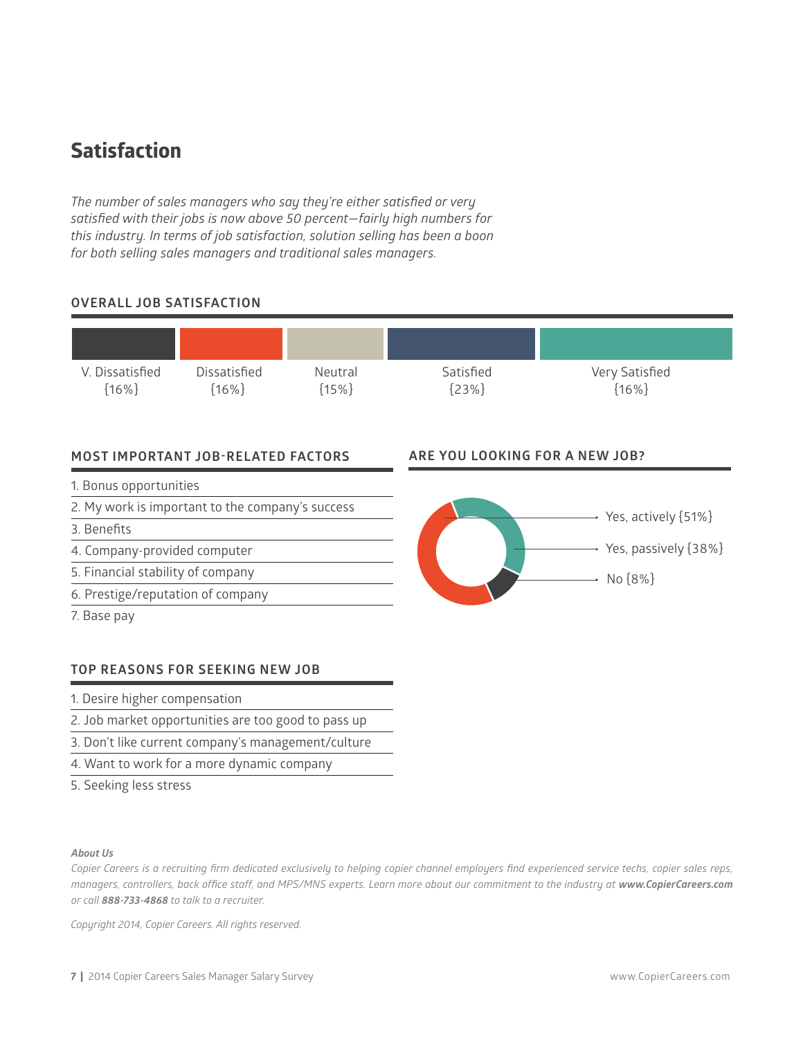## Satisfaction

*The number of sales managers who say they're either satisfied or very satisfied with their jobs is now above 50 percent—fairly high numbers for this industry. In terms of job satisfaction, solution selling has been a boon for both selling sales managers and traditional sales managers.*

### OVERALL JOB SATISFACTION

V. Dissatisfied {16%}

Dissatisfied {16%}

Neutral {15%}

Satisfied {23%}

Very Satisfied {16%}

### MOST IMPORTANT JOB-RELATED FACTORS

1. Bonus opportunities
2. My work is important to the company's success
3. Benefits
4. Company-provided computer
5. Financial stability of company
6. Prestige/reputation of company
7. Base pay

### ARE YOU LOOKING FOR A NEW JOB?

Yes, actively {51%}

Yes, passively {38%}

No {8%}

### TOP REASONS FOR SEEKING NEW JOB

1. Desire higher compensation
2. Job market opportunities are too good to pass up
3. Don't like current company's management/culture
4. Want to work for a more dynamic company
5. Seeking less stress

***About Us***

*Copier Careers is a recruiting firm dedicated exclusively to helping copier channel employers find experienced service techs, copier sales reps, managers, controllers, back office staff, and MPS/MNS experts. Learn more about our commitment to the industry at **www.CopierCareers.com** or call **888-733-4868** to talk to a recruiter.*

*Copyright 2014, Copier Careers. All rights reserved.*